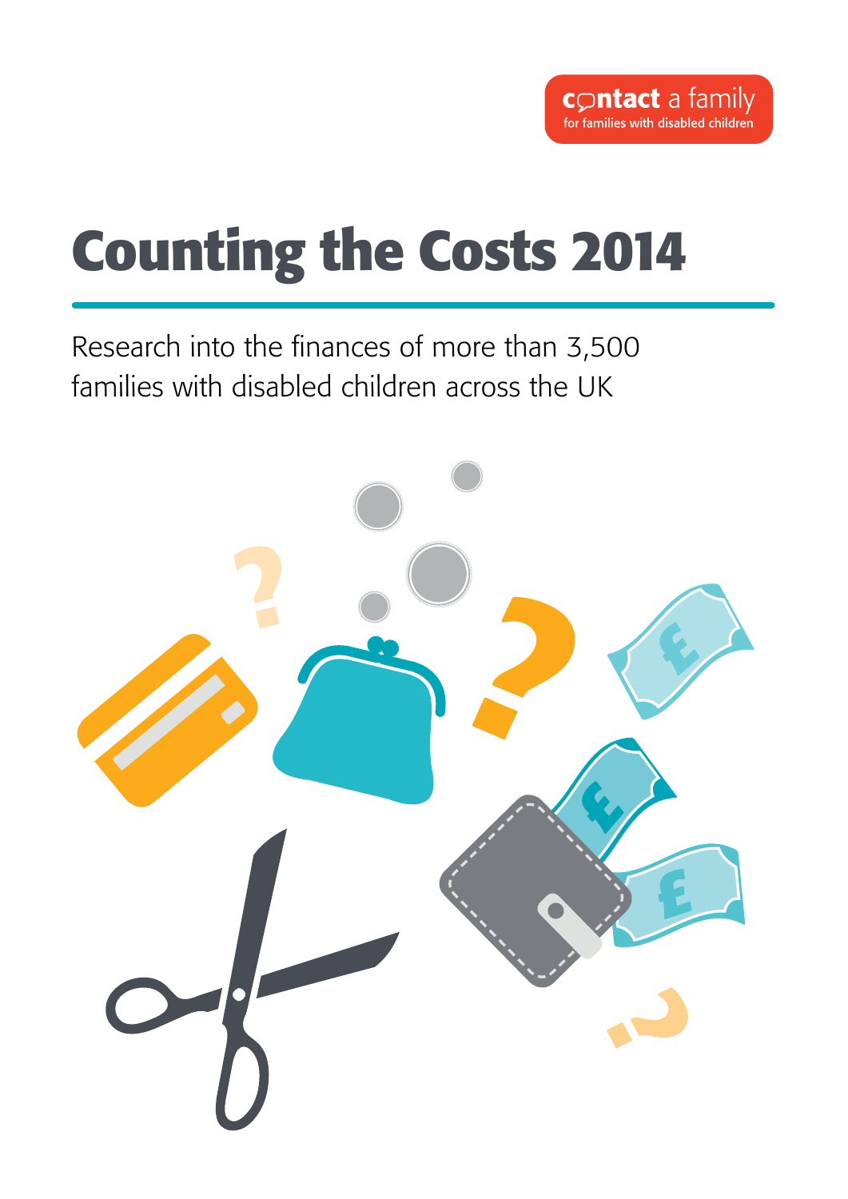contact a family
for families with disabled children

# Counting the Costs 2014

Research into the finances of more than 3,500 families with disabled children across the UK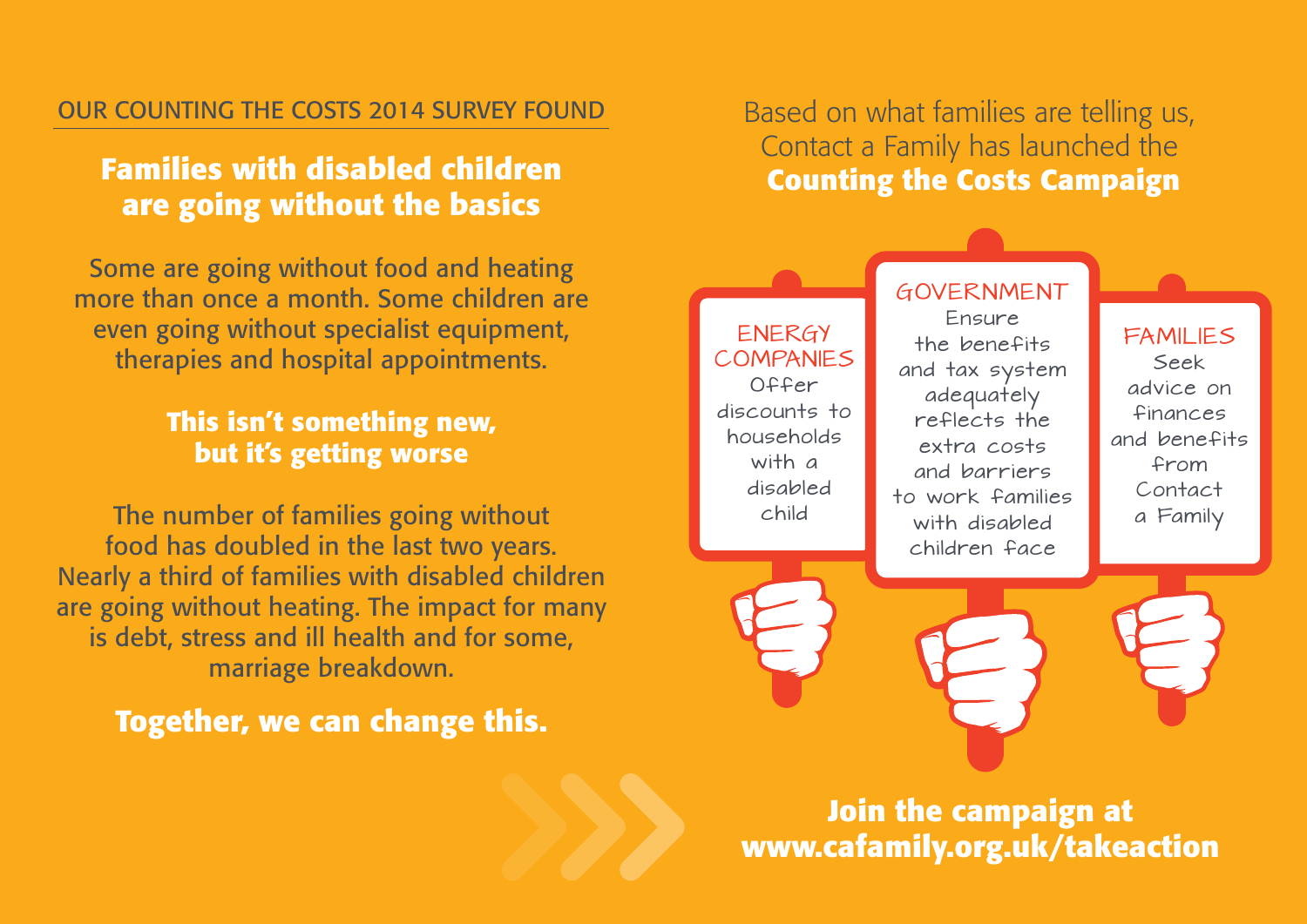OUR COUNTING THE COSTS 2014 SURVEY FOUND

## Families with disabled children are going without the basics

Some are going without food and heating more than once a month. Some children are even going without specialist equipment, therapies and hospital appointments.

### This isn't something new, but it's getting worse

The number of families going without food has doubled in the last two years. Nearly a third of families with disabled children are going without heating. The impact for many is debt, stress and ill health and for some, marriage breakdown.

**Together, we can change this.**

Based on what families are telling us, Contact a Family has launched the **Counting the Costs Campaign**

**ENERGY COMPANIES**
Offer discounts to households with a disabled child

**GOVERNMENT**
Ensure the benefits and tax system adequately reflects the extra costs and barriers to work families with disabled children face

**FAMILIES**
Seek advice on finances and benefits from Contact a Family

**Join the campaign at www.cafamily.org.uk/takeaction**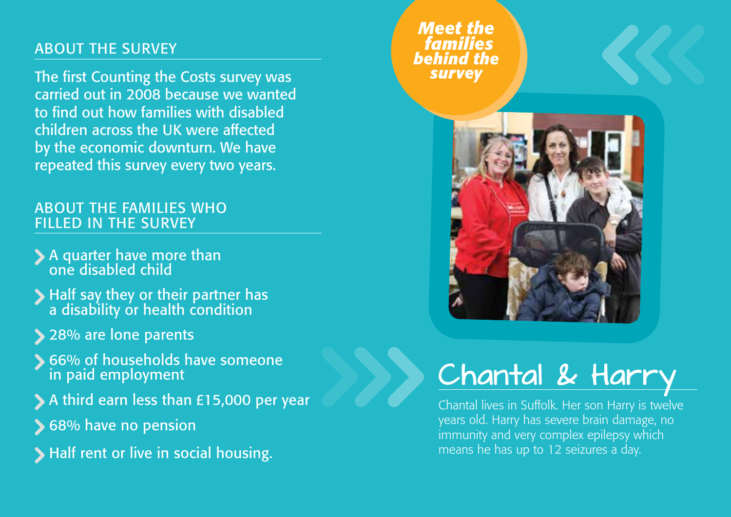## ABOUT THE SURVEY

The first Counting the Costs survey was carried out in 2008 because we wanted to find out how families with disabled children across the UK were affected by the economic downturn. We have repeated this survey every two years.

## ABOUT THE FAMILIES WHO FILLED IN THE SURVEY

- A quarter have more than one disabled child
- Half say they or their partner has a disability or health condition
- 28% are lone parents
- 66% of households have someone in paid employment
- A third earn less than £15,000 per year
- 68% have no pension
- Half rent or live in social housing.

***Meet the families behind the survey***

## Chantal & Harry

Chantal lives in Suffolk. Her son Harry is twelve years old. Harry has severe brain damage, no immunity and very complex epilepsy which means he has up to 12 seizures a day.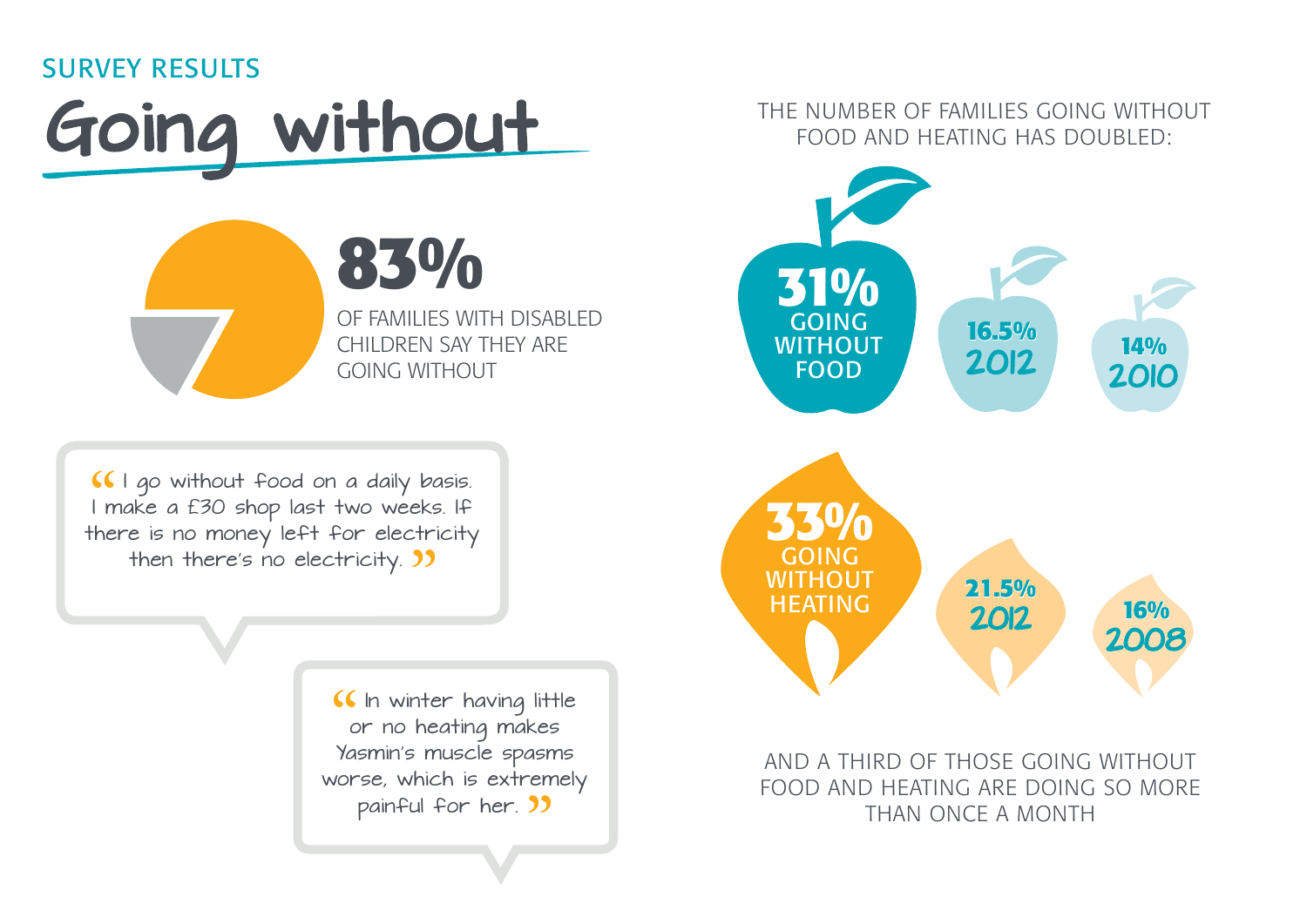SURVEY RESULTS

# Going without

**83%**

OF FAMILIES WITH DISABLED CHILDREN SAY THEY ARE GOING WITHOUT

> "I go without food on a daily basis. I make a £30 shop last two weeks. If there is no money left for electricity then there's no electricity."

> "In winter having little or no heating makes Yasmin's muscle spasms worse, which is extremely painful for her."

THE NUMBER OF FAMILIES GOING WITHOUT FOOD AND HEATING HAS DOUBLED:

**31%** GOING WITHOUT FOOD

**16.5%** 2012

**14%** 2010

**33%** GOING WITHOUT HEATING

**21.5%** 2012

**16%** 2008

AND A THIRD OF THOSE GOING WITHOUT FOOD AND HEATING ARE DOING SO MORE THAN ONCE A MONTH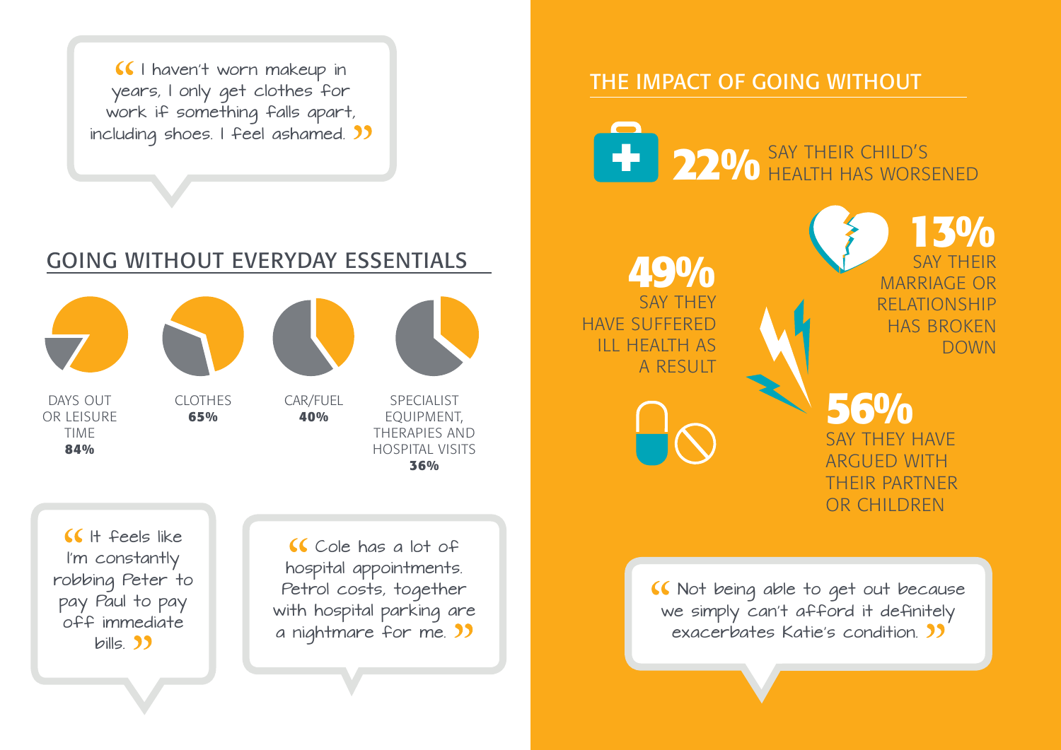> "I haven't worn makeup in years, I only get clothes for work if something falls apart, including shoes. I feel ashamed."

## GOING WITHOUT EVERYDAY ESSENTIALS

- DAYS OUT OR LEISURE TIME **84%**
- CLOTHES **65%**
- CAR/FUEL **40%**
- SPECIALIST EQUIPMENT, THERAPIES AND HOSPITAL VISITS **36%**

> "It feels like I'm constantly robbing Peter to pay Paul to pay off immediate bills."

> "Cole has a lot of hospital appointments. Petrol costs, together with hospital parking are a nightmare for me."

## THE IMPACT OF GOING WITHOUT

**22%** SAY THEIR CHILD'S HEALTH HAS WORSENED

**49%** SAY THEY HAVE SUFFERED ILL HEALTH AS A RESULT

**13%** SAY THEIR MARRIAGE OR RELATIONSHIP HAS BROKEN DOWN

**56%** SAY THEY HAVE ARGUED WITH THEIR PARTNER OR CHILDREN

> "Not being able to get out because we simply can't afford it definitely exacerbates Katie's condition."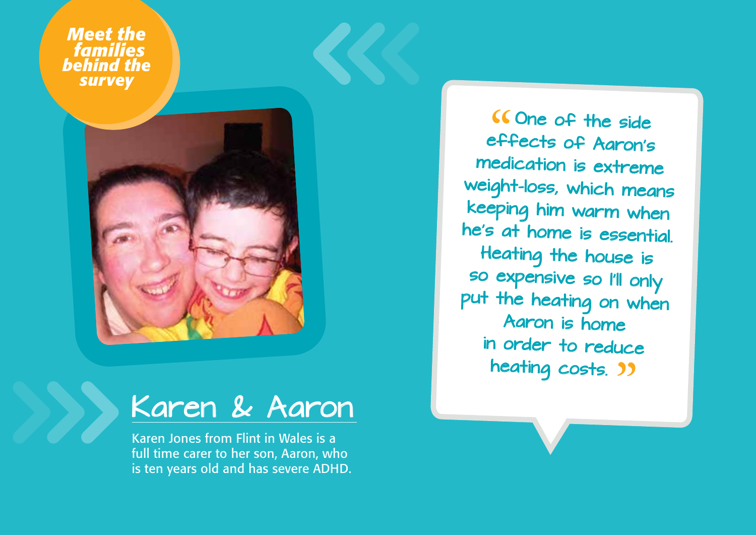*Meet the families behind the survey*

## Karen & Aaron

Karen Jones from Flint in Wales is a full time carer to her son, Aaron, who is ten years old and has severe ADHD.

> "One of the side effects of Aaron's medication is extreme weight-loss, which means keeping him warm when he's at home is essential. Heating the house is so expensive so I'll only put the heating on when Aaron is home in order to reduce heating costs."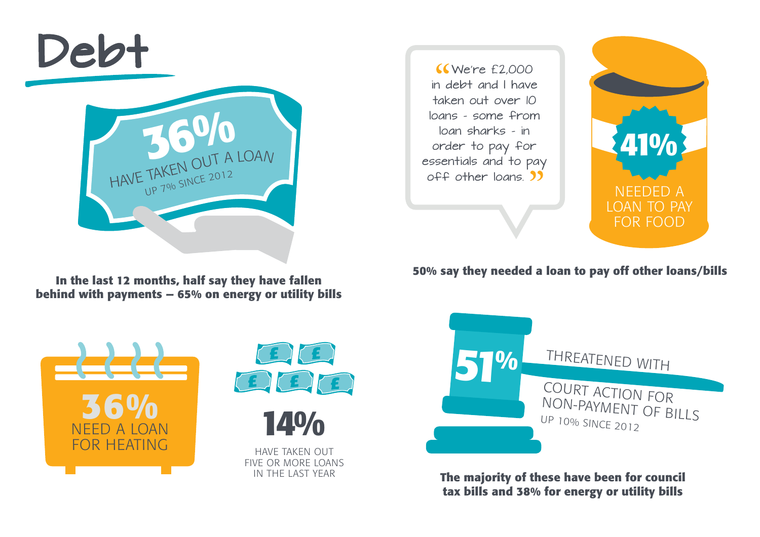# Debt

**36%** HAVE TAKEN OUT A LOAN

UP 7% SINCE 2012

**In the last 12 months, half say they have fallen behind with payments – 65% on energy or utility bills**

"We're £2,000 in debt and I have taken out over 10 loans - some from loan sharks - in order to pay for essentials and to pay off other loans."

**41%** NEEDED A LOAN TO PAY FOR FOOD

**50% say they needed a loan to pay off other loans/bills**

**36%** NEED A LOAN FOR HEATING

**14%** HAVE TAKEN OUT FIVE OR MORE LOANS IN THE LAST YEAR

**51%** THREATENED WITH COURT ACTION FOR NON-PAYMENT OF BILLS

UP 10% SINCE 2012

**The majority of these have been for council tax bills and 38% for energy or utility bills**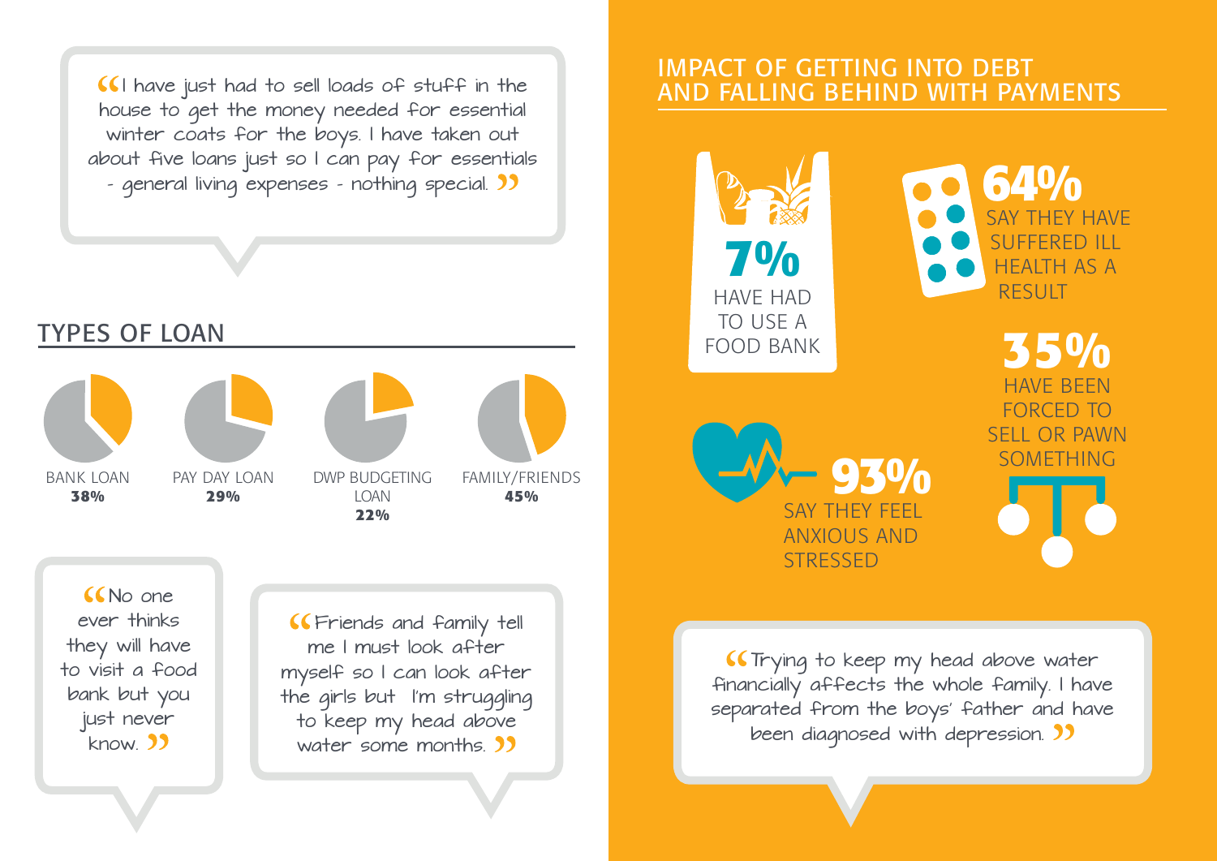> "I have just had to sell loads of stuff in the house to get the money needed for essential winter coats for the boys. I have taken out about five loans just so I can pay for essentials - general living expenses - nothing special."

## TYPES OF LOAN

| BANK LOAN | PAY DAY LOAN | DWP BUDGETING LOAN | FAMILY/FRIENDS |
|---|---|---|---|
| **38%** | **29%** | **22%** | **45%** |

> "No one ever thinks they will have to visit a food bank but you just never know."

> "Friends and family tell me I must look after myself so I can look after the girls but I'm struggling to keep my head above water some months."

## IMPACT OF GETTING INTO DEBT AND FALLING BEHIND WITH PAYMENTS

**7%** HAVE HAD TO USE A FOOD BANK

**64%** SAY THEY HAVE SUFFERED ILL HEALTH AS A RESULT

**35%** HAVE BEEN FORCED TO SELL OR PAWN SOMETHING

**93%** SAY THEY FEEL ANXIOUS AND STRESSED

> "Trying to keep my head above water financially affects the whole family. I have separated from the boys' father and have been diagnosed with depression."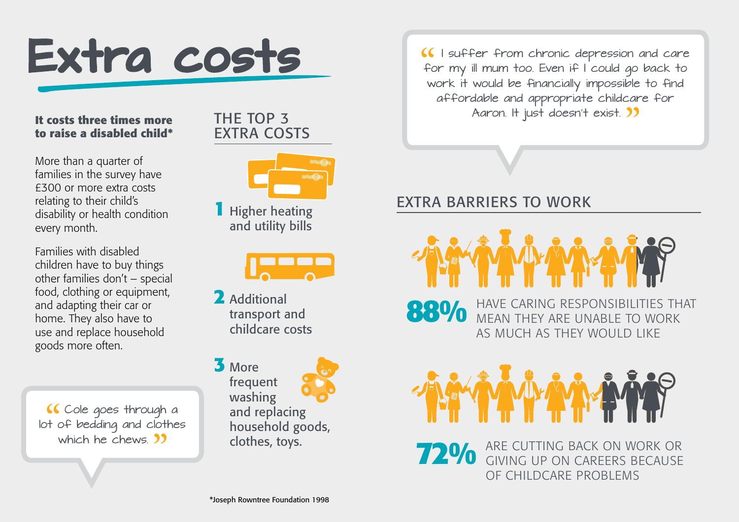# Extra costs

**It costs three times more to raise a disabled child***

More than a quarter of families in the survey have £300 or more extra costs relating to their child's disability or health condition every month.

Families with disabled children have to buy things other families don't – special food, clothing or equipment, and adapting their car or home. They also have to use and replace household goods more often.

> "Cole goes through a lot of bedding and clothes which he chews."

## THE TOP 3 EXTRA COSTS

1. Higher heating and utility bills
2. Additional transport and childcare costs
3. More frequent washing and replacing household goods, clothes, toys.

> "I suffer from chronic depression and care for my ill mum too. Even if I could go back to work it would be financially impossible to find affordable and appropriate childcare for Aaron. It just doesn't exist."

## EXTRA BARRIERS TO WORK

**88%** HAVE CARING RESPONSIBILITIES THAT MEAN THEY ARE UNABLE TO WORK AS MUCH AS THEY WOULD LIKE

**72%** ARE CUTTING BACK ON WORK OR GIVING UP ON CAREERS BECAUSE OF CHILDCARE PROBLEMS

*Joseph Rowntree Foundation 1998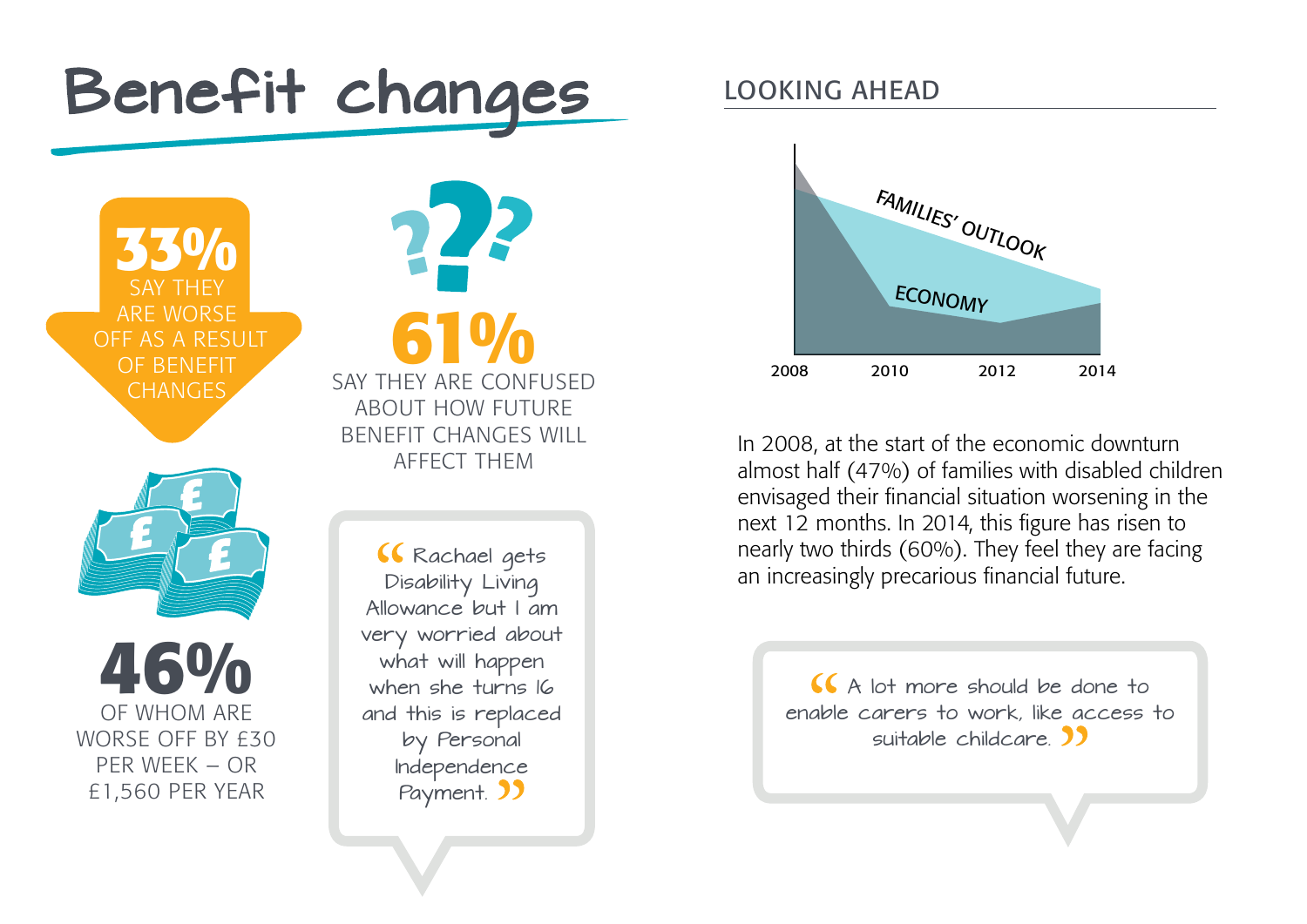# Benefit changes

**33%** SAY THEY ARE WORSE OFF AS A RESULT OF BENEFIT CHANGES

**61%** SAY THEY ARE CONFUSED ABOUT HOW FUTURE BENEFIT CHANGES WILL AFFECT THEM

**46%** OF WHOM ARE WORSE OFF BY £30 PER WEEK – OR £1,560 PER YEAR

> “Rachael gets Disability Living Allowance but I am very worried about what will happen when she turns 16 and this is replaced by Personal Independence Payment.”

## LOOKING AHEAD

FAMILIES' OUTLOOK

ECONOMY

2008 2010 2012 2014

In 2008, at the start of the economic downturn almost half (47%) of families with disabled children envisaged their financial situation worsening in the next 12 months. In 2014, this figure has risen to nearly two thirds (60%). They feel they are facing an increasingly precarious financial future.

> “A lot more should be done to enable carers to work, like access to suitable childcare.”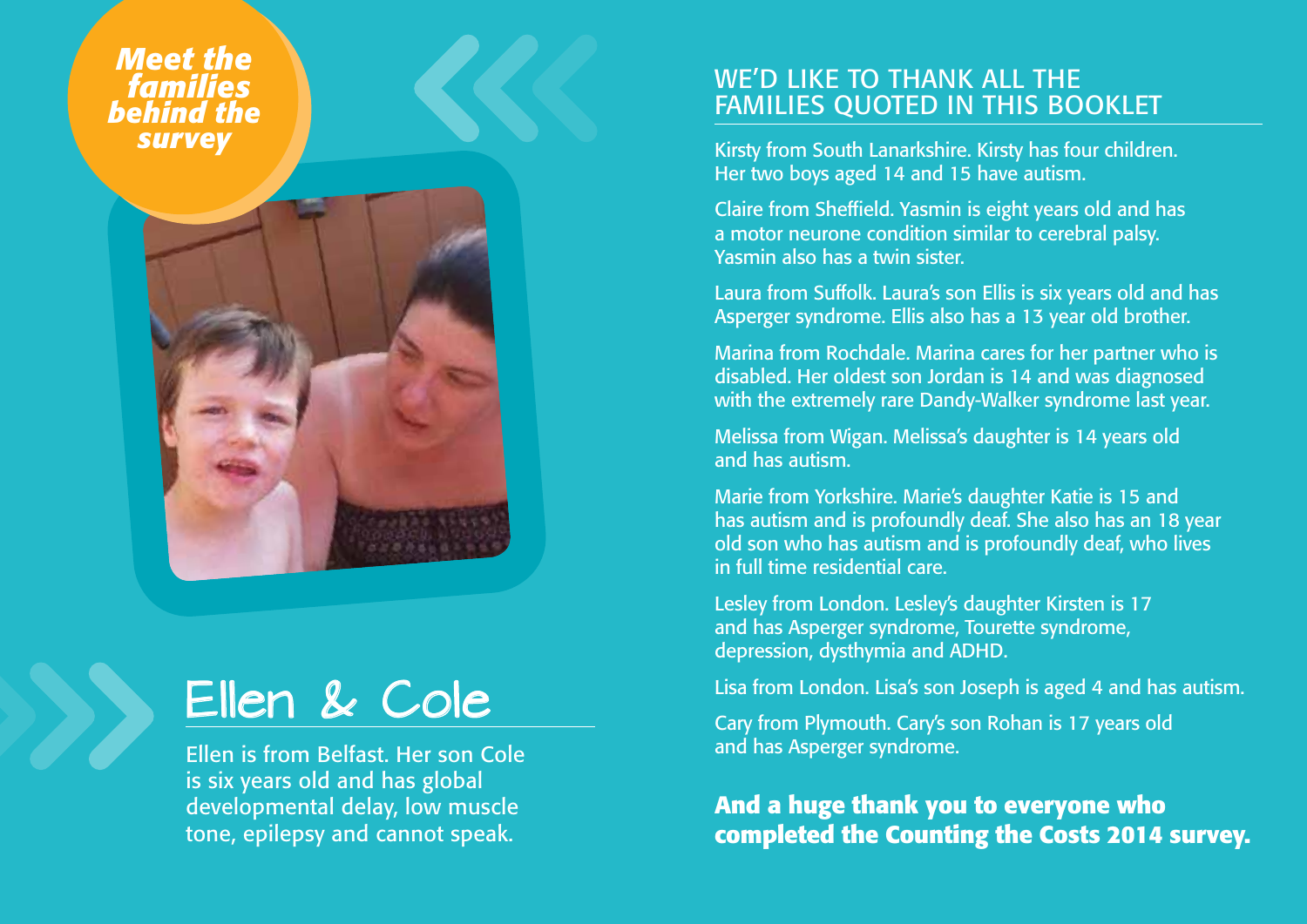*Meet the families behind the survey*

## Ellen & Cole

Ellen is from Belfast. Her son Cole is six years old and has global developmental delay, low muscle tone, epilepsy and cannot speak.

## WE'D LIKE TO THANK ALL THE FAMILIES QUOTED IN THIS BOOKLET

Kirsty from South Lanarkshire. Kirsty has four children. Her two boys aged 14 and 15 have autism.

Claire from Sheffield. Yasmin is eight years old and has a motor neurone condition similar to cerebral palsy. Yasmin also has a twin sister.

Laura from Suffolk. Laura's son Ellis is six years old and has Asperger syndrome. Ellis also has a 13 year old brother.

Marina from Rochdale. Marina cares for her partner who is disabled. Her oldest son Jordan is 14 and was diagnosed with the extremely rare Dandy-Walker syndrome last year.

Melissa from Wigan. Melissa's daughter is 14 years old and has autism.

Marie from Yorkshire. Marie's daughter Katie is 15 and has autism and is profoundly deaf. She also has an 18 year old son who has autism and is profoundly deaf, who lives in full time residential care.

Lesley from London. Lesley's daughter Kirsten is 17 and has Asperger syndrome, Tourette syndrome, depression, dysthymia and ADHD.

Lisa from London. Lisa's son Joseph is aged 4 and has autism.

Cary from Plymouth. Cary's son Rohan is 17 years old and has Asperger syndrome.

**And a huge thank you to everyone who completed the Counting the Costs 2014 survey.**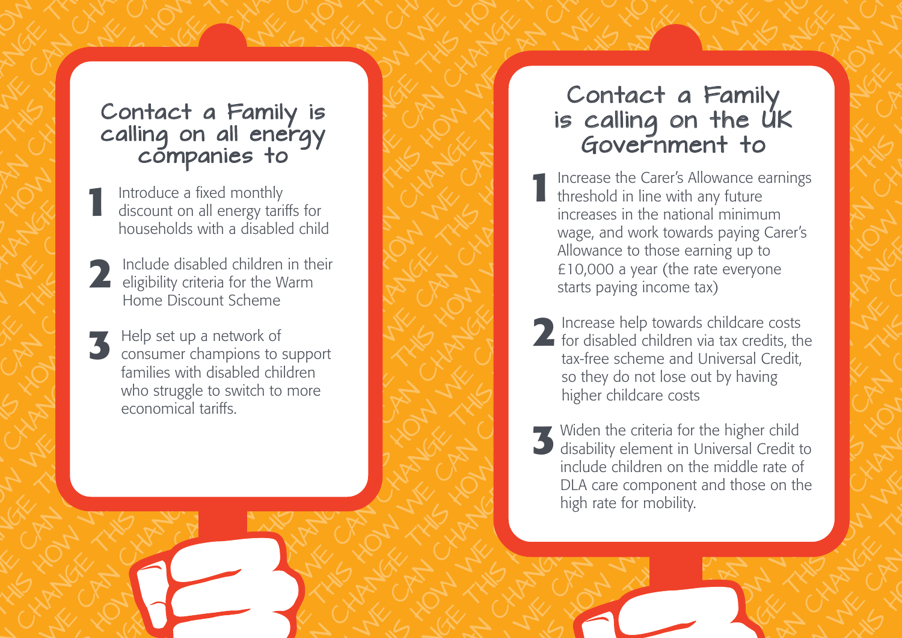## Contact a Family is calling on all energy companies to

1. Introduce a fixed monthly discount on all energy tariffs for households with a disabled child
2. Include disabled children in their eligibility criteria for the Warm Home Discount Scheme
3. Help set up a network of consumer champions to support families with disabled children who struggle to switch to more economical tariffs.

## Contact a Family is calling on the UK Government to

1. Increase the Carer's Allowance earnings threshold in line with any future increases in the national minimum wage, and work towards paying Carer's Allowance to those earning up to £10,000 a year (the rate everyone starts paying income tax)
2. Increase help towards childcare costs for disabled children via tax credits, the tax-free scheme and Universal Credit, so they do not lose out by having higher childcare costs
3. Widen the criteria for the higher child disability element in Universal Credit to include children on the middle rate of DLA care component and those on the high rate for mobility.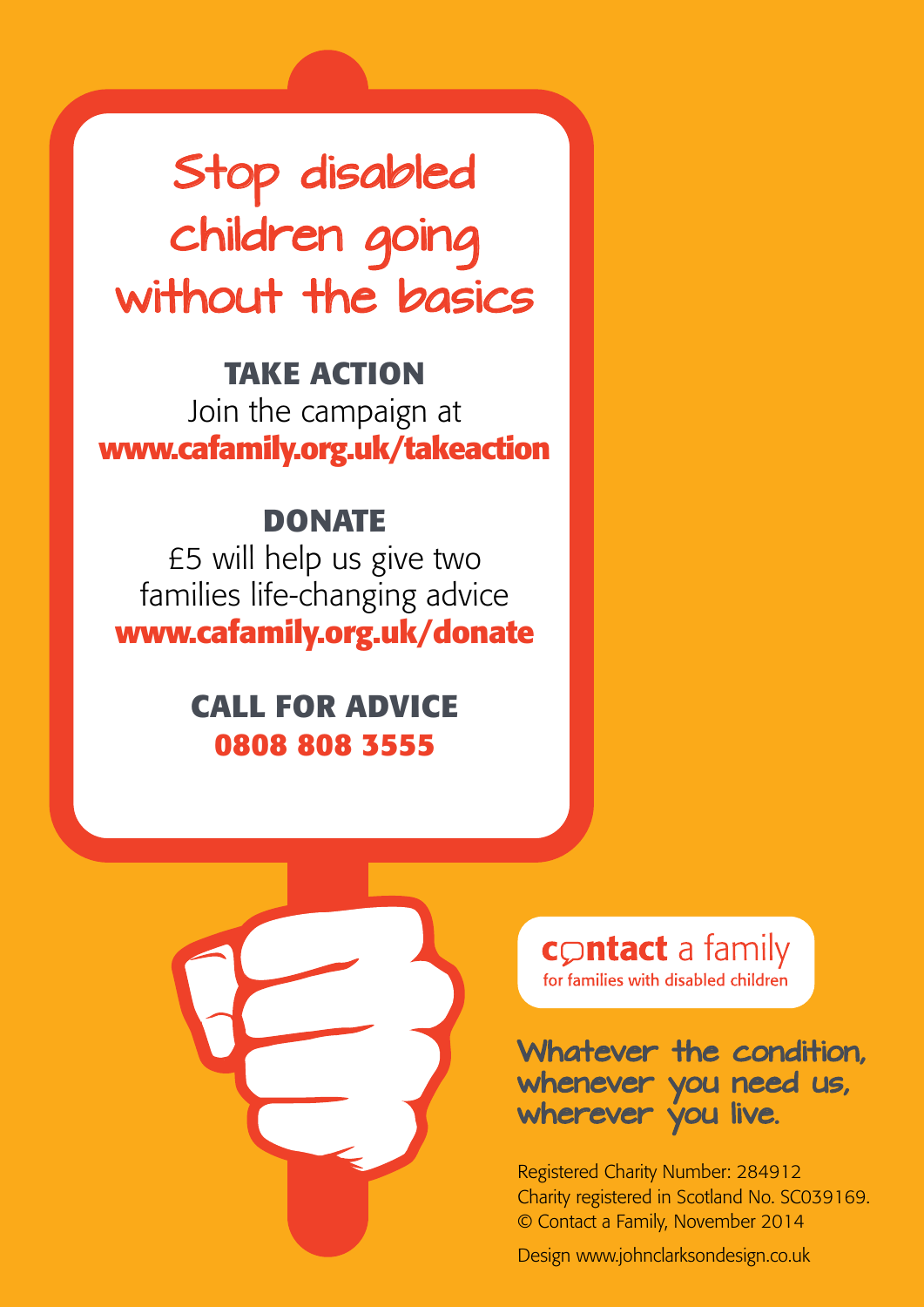# Stop disabled children going without the basics

**TAKE ACTION**

Join the campaign at

**www.cafamily.org.uk/takeaction**

**DONATE**

£5 will help us give two families life-changing advice

**www.cafamily.org.uk/donate**

**CALL FOR ADVICE**

**0808 808 3555**

**contact** a family
for families with disabled children

Whatever the condition, whenever you need us, wherever you live.

Registered Charity Number: 284912
Charity registered in Scotland No. SC039169.
© Contact a Family, November 2014

Design www.johnclarksondesign.co.uk